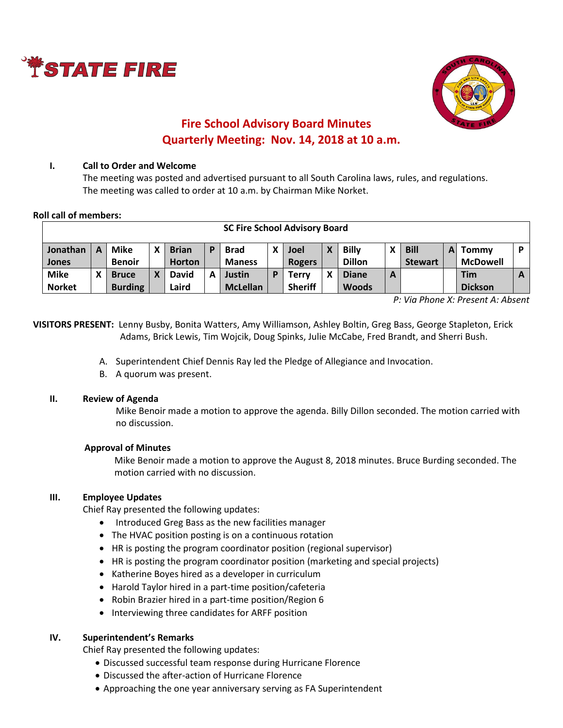STATE FIRE

# Fire School Advisory Board Minutes
## Quarterly Meeting: Nov. 14, 2018 at 10 a.m.

**I. Call to Order and Welcome**

The meeting was posted and advertised pursuant to all South Carolina laws, rules, and regulations. The meeting was called to order at 10 a.m. by Chairman Mike Norket.

**Roll call of members:**

| SC Fire School Advisory Board | | | | | | | | | | | | | | | |
|---|---|---|---|---|---|---|---|---|---|---|---|---|---|---|---|
| Jonathan Jones | A | Mike Benoir | X | Brian Horton | P | Brad Maness | X | Joel Rogers | X | Billy Dillon | X | Bill Stewart | A | Tommy McDowell | P |
| Mike Norket | X | Bruce Burding | X | David Laird | A | Justin McLellan | P | Terry Sheriff | X | Diane Woods | A | | | Tim Dickson | A |

*P: Via Phone X: Present A: Absent*

**VISITORS PRESENT:** Lenny Busby, Bonita Watters, Amy Williamson, Ashley Boltin, Greg Bass, George Stapleton, Erick Adams, Brick Lewis, Tim Wojcik, Doug Spinks, Julie McCabe, Fred Brandt, and Sherri Bush.

A. Superintendent Chief Dennis Ray led the Pledge of Allegiance and Invocation.
B. A quorum was present.

**II. Review of Agenda**

Mike Benoir made a motion to approve the agenda. Billy Dillon seconded. The motion carried with no discussion.

**Approval of Minutes**

Mike Benoir made a motion to approve the August 8, 2018 minutes. Bruce Burding seconded. The motion carried with no discussion.

**III. Employee Updates**

Chief Ray presented the following updates:

- Introduced Greg Bass as the new facilities manager
- The HVAC position posting is on a continuous rotation
- HR is posting the program coordinator position (regional supervisor)
- HR is posting the program coordinator position (marketing and special projects)
- Katherine Boyes hired as a developer in curriculum
- Harold Taylor hired in a part-time position/cafeteria
- Robin Brazier hired in a part-time position/Region 6
- Interviewing three candidates for ARFF position

**IV. Superintendent's Remarks**

Chief Ray presented the following updates:

- Discussed successful team response during Hurricane Florence
- Discussed the after-action of Hurricane Florence
- Approaching the one year anniversary serving as FA Superintendent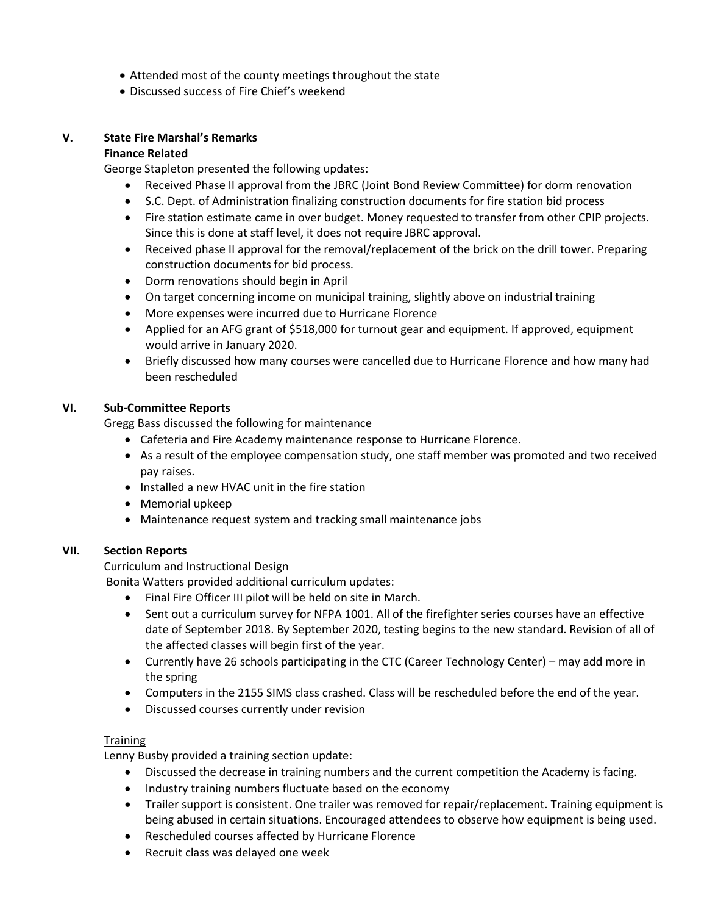- Attended most of the county meetings throughout the state
- Discussed success of Fire Chief's weekend

## V. State Fire Marshal's Remarks

**Finance Related**

George Stapleton presented the following updates:

- Received Phase II approval from the JBRC (Joint Bond Review Committee) for dorm renovation
- S.C. Dept. of Administration finalizing construction documents for fire station bid process
- Fire station estimate came in over budget. Money requested to transfer from other CPIP projects. Since this is done at staff level, it does not require JBRC approval.
- Received phase II approval for the removal/replacement of the brick on the drill tower. Preparing construction documents for bid process.
- Dorm renovations should begin in April
- On target concerning income on municipal training, slightly above on industrial training
- More expenses were incurred due to Hurricane Florence
- Applied for an AFG grant of $518,000 for turnout gear and equipment. If approved, equipment would arrive in January 2020.
- Briefly discussed how many courses were cancelled due to Hurricane Florence and how many had been rescheduled

## VI. Sub-Committee Reports

Gregg Bass discussed the following for maintenance

- Cafeteria and Fire Academy maintenance response to Hurricane Florence.
- As a result of the employee compensation study, one staff member was promoted and two received pay raises.
- Installed a new HVAC unit in the fire station
- Memorial upkeep
- Maintenance request system and tracking small maintenance jobs

## VII. Section Reports

Curriculum and Instructional Design

Bonita Watters provided additional curriculum updates:

- Final Fire Officer III pilot will be held on site in March.
- Sent out a curriculum survey for NFPA 1001. All of the firefighter series courses have an effective date of September 2018. By September 2020, testing begins to the new standard. Revision of all of the affected classes will begin first of the year.
- Currently have 26 schools participating in the CTC (Career Technology Center) – may add more in the spring
- Computers in the 2155 SIMS class crashed. Class will be rescheduled before the end of the year.
- Discussed courses currently under revision

Training

Lenny Busby provided a training section update:

- Discussed the decrease in training numbers and the current competition the Academy is facing.
- Industry training numbers fluctuate based on the economy
- Trailer support is consistent. One trailer was removed for repair/replacement. Training equipment is being abused in certain situations. Encouraged attendees to observe how equipment is being used.
- Rescheduled courses affected by Hurricane Florence
- Recruit class was delayed one week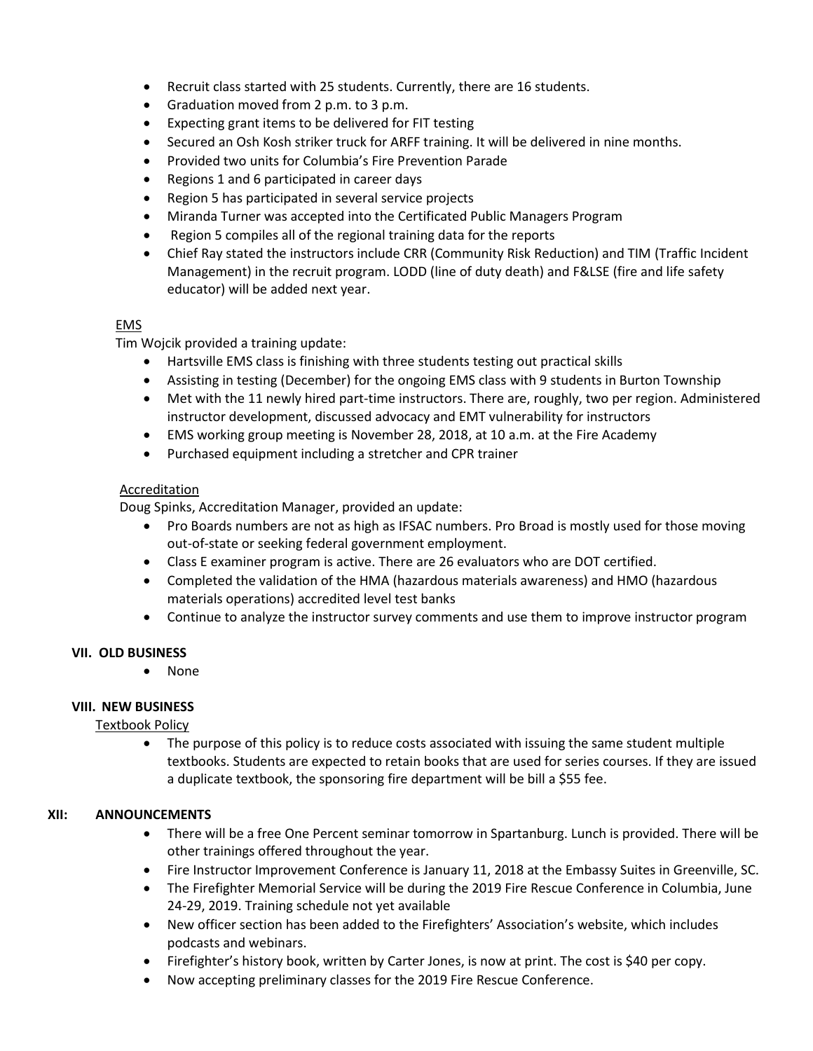- Recruit class started with 25 students. Currently, there are 16 students.
- Graduation moved from 2 p.m. to 3 p.m.
- Expecting grant items to be delivered for FIT testing
- Secured an Osh Kosh striker truck for ARFF training. It will be delivered in nine months.
- Provided two units for Columbia's Fire Prevention Parade
- Regions 1 and 6 participated in career days
- Region 5 has participated in several service projects
- Miranda Turner was accepted into the Certificated Public Managers Program
- Region 5 compiles all of the regional training data for the reports
- Chief Ray stated the instructors include CRR (Community Risk Reduction) and TIM (Traffic Incident Management) in the recruit program. LODD (line of duty death) and F&LSE (fire and life safety educator) will be added next year.

<u>EMS</u>

Tim Wojcik provided a training update:

- Hartsville EMS class is finishing with three students testing out practical skills
- Assisting in testing (December) for the ongoing EMS class with 9 students in Burton Township
- Met with the 11 newly hired part-time instructors. There are, roughly, two per region. Administered instructor development, discussed advocacy and EMT vulnerability for instructors
- EMS working group meeting is November 28, 2018, at 10 a.m. at the Fire Academy
- Purchased equipment including a stretcher and CPR trainer

<u>Accreditation</u>

Doug Spinks, Accreditation Manager, provided an update:

- Pro Boards numbers are not as high as IFSAC numbers. Pro Broad is mostly used for those moving out-of-state or seeking federal government employment.
- Class E examiner program is active. There are 26 evaluators who are DOT certified.
- Completed the validation of the HMA (hazardous materials awareness) and HMO (hazardous materials operations) accredited level test banks
- Continue to analyze the instructor survey comments and use them to improve instructor program

## VII. OLD BUSINESS

- None

## VIII. NEW BUSINESS

<u>Textbook Policy</u>

- The purpose of this policy is to reduce costs associated with issuing the same student multiple textbooks. Students are expected to retain books that are used for series courses. If they are issued a duplicate textbook, the sponsoring fire department will be bill a $55 fee.

## XII: ANNOUNCEMENTS

- There will be a free One Percent seminar tomorrow in Spartanburg. Lunch is provided. There will be other trainings offered throughout the year.
- Fire Instructor Improvement Conference is January 11, 2018 at the Embassy Suites in Greenville, SC.
- The Firefighter Memorial Service will be during the 2019 Fire Rescue Conference in Columbia, June 24-29, 2019. Training schedule not yet available
- New officer section has been added to the Firefighters' Association's website, which includes podcasts and webinars.
- Firefighter's history book, written by Carter Jones, is now at print. The cost is $40 per copy.
- Now accepting preliminary classes for the 2019 Fire Rescue Conference.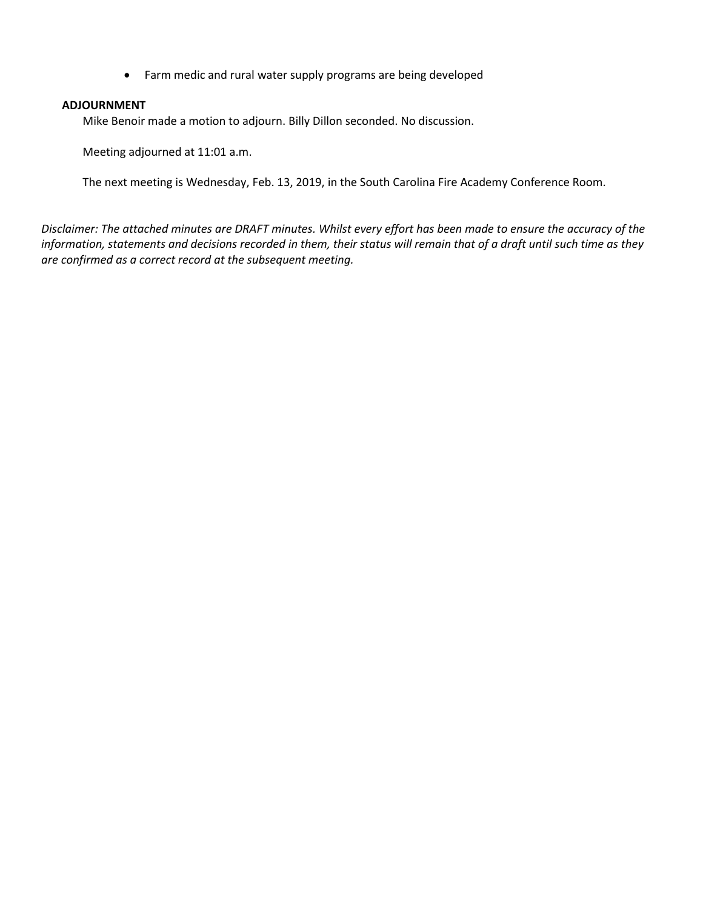- Farm medic and rural water supply programs are being developed

**ADJOURNMENT**

Mike Benoir made a motion to adjourn. Billy Dillon seconded. No discussion.

Meeting adjourned at 11:01 a.m.

The next meeting is Wednesday, Feb. 13, 2019, in the South Carolina Fire Academy Conference Room.

*Disclaimer: The attached minutes are DRAFT minutes. Whilst every effort has been made to ensure the accuracy of the information, statements and decisions recorded in them, their status will remain that of a draft until such time as they are confirmed as a correct record at the subsequent meeting.*